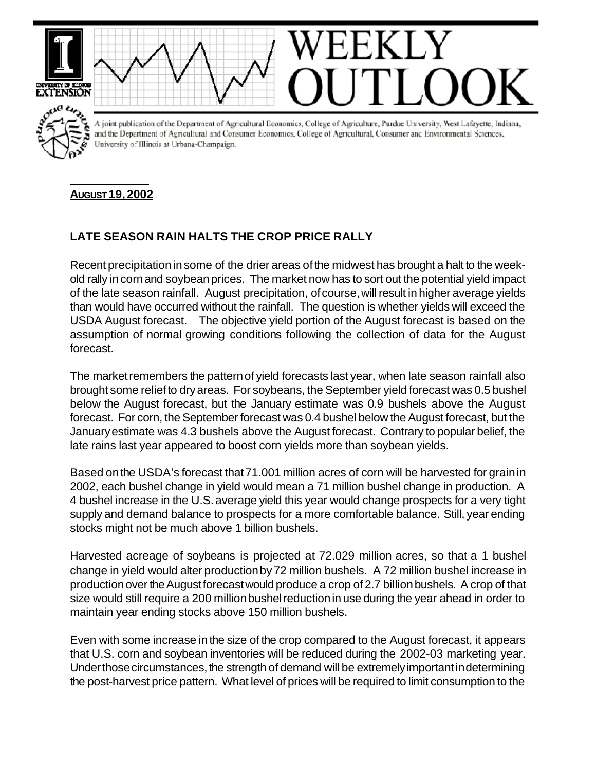# WEEKLY OUTLOOK

A joint publication of the Department of Agricultural Economics, College of Agriculture, Purdue University, West Lafayette, Indiana, and the Department of Agricultural and Consumer Economics, College of Agricultural, Consumer and Environmental Sciences, University of Illinois at Urbana-Champaign.

**AUGUST 19, 2002**

## LATE SEASON RAIN HALTS THE CROP PRICE RALLY

Recent precipitation in some of the drier areas of the midwest has brought a halt to the week-old rally in corn and soybean prices. The market now has to sort out the potential yield impact of the late season rainfall. August precipitation, of course, will result in higher average yields than would have occurred without the rainfall. The question is whether yields will exceed the USDA August forecast. The objective yield portion of the August forecast is based on the assumption of normal growing conditions following the collection of data for the August forecast.

The market remembers the pattern of yield forecasts last year, when late season rainfall also brought some relief to dry areas. For soybeans, the September yield forecast was 0.5 bushel below the August forecast, but the January estimate was 0.9 bushels above the August forecast. For corn, the September forecast was 0.4 bushel below the August forecast, but the January estimate was 4.3 bushels above the August forecast. Contrary to popular belief, the late rains last year appeared to boost corn yields more than soybean yields.

Based on the USDA's forecast that 71.001 million acres of corn will be harvested for grain in 2002, each bushel change in yield would mean a 71 million bushel change in production. A 4 bushel increase in the U.S. average yield this year would change prospects for a very tight supply and demand balance to prospects for a more comfortable balance. Still, year ending stocks might not be much above 1 billion bushels.

Harvested acreage of soybeans is projected at 72.029 million acres, so that a 1 bushel change in yield would alter production by 72 million bushels. A 72 million bushel increase in production over the August forecast would produce a crop of 2.7 billion bushels. A crop of that size would still require a 200 million bushel reduction in use during the year ahead in order to maintain year ending stocks above 150 million bushels.

Even with some increase in the size of the crop compared to the August forecast, it appears that U.S. corn and soybean inventories will be reduced during the 2002-03 marketing year. Under those circumstances, the strength of demand will be extremely important in determining the post-harvest price pattern. What level of prices will be required to limit consumption to the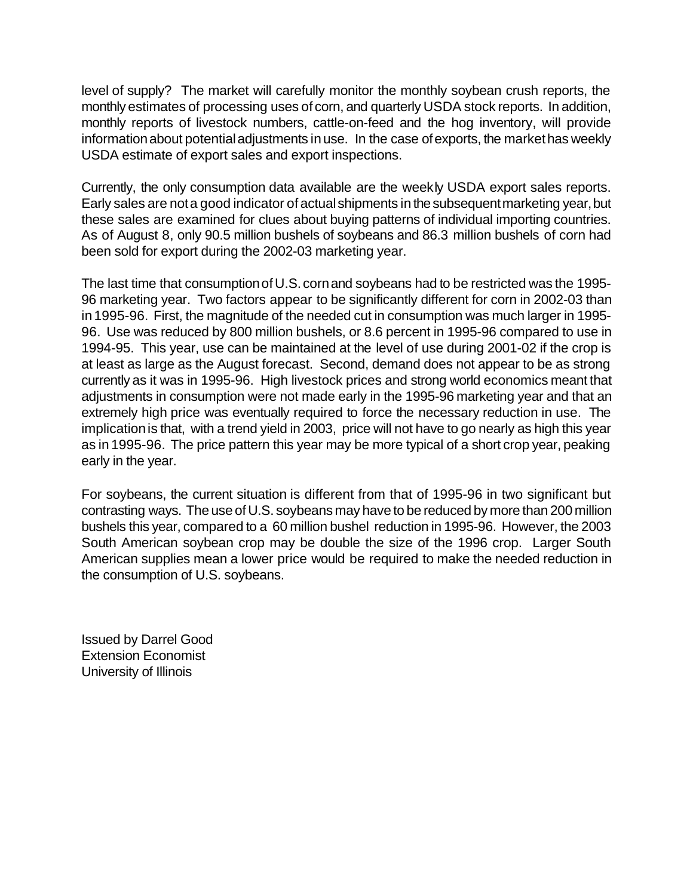level of supply? The market will carefully monitor the monthly soybean crush reports, the monthly estimates of processing uses of corn, and quarterly USDA stock reports. In addition, monthly reports of livestock numbers, cattle-on-feed and the hog inventory, will provide information about potential adjustments in use. In the case of exports, the market has weekly USDA estimate of export sales and export inspections.

Currently, the only consumption data available are the weekly USDA export sales reports. Early sales are not a good indicator of actual shipments in the subsequent marketing year, but these sales are examined for clues about buying patterns of individual importing countries. As of August 8, only 90.5 million bushels of soybeans and 86.3 million bushels of corn had been sold for export during the 2002-03 marketing year.

The last time that consumption of U.S. corn and soybeans had to be restricted was the 1995-96 marketing year. Two factors appear to be significantly different for corn in 2002-03 than in 1995-96. First, the magnitude of the needed cut in consumption was much larger in 1995-96. Use was reduced by 800 million bushels, or 8.6 percent in 1995-96 compared to use in 1994-95. This year, use can be maintained at the level of use during 2001-02 if the crop is at least as large as the August forecast. Second, demand does not appear to be as strong currently as it was in 1995-96. High livestock prices and strong world economics meant that adjustments in consumption were not made early in the 1995-96 marketing year and that an extremely high price was eventually required to force the necessary reduction in use. The implication is that, with a trend yield in 2003, price will not have to go nearly as high this year as in 1995-96. The price pattern this year may be more typical of a short crop year, peaking early in the year.

For soybeans, the current situation is different from that of 1995-96 in two significant but contrasting ways. The use of U.S. soybeans may have to be reduced by more than 200 million bushels this year, compared to a 60 million bushel reduction in 1995-96. However, the 2003 South American soybean crop may be double the size of the 1996 crop. Larger South American supplies mean a lower price would be required to make the needed reduction in the consumption of U.S. soybeans.

Issued by Darrel Good
Extension Economist
University of Illinois